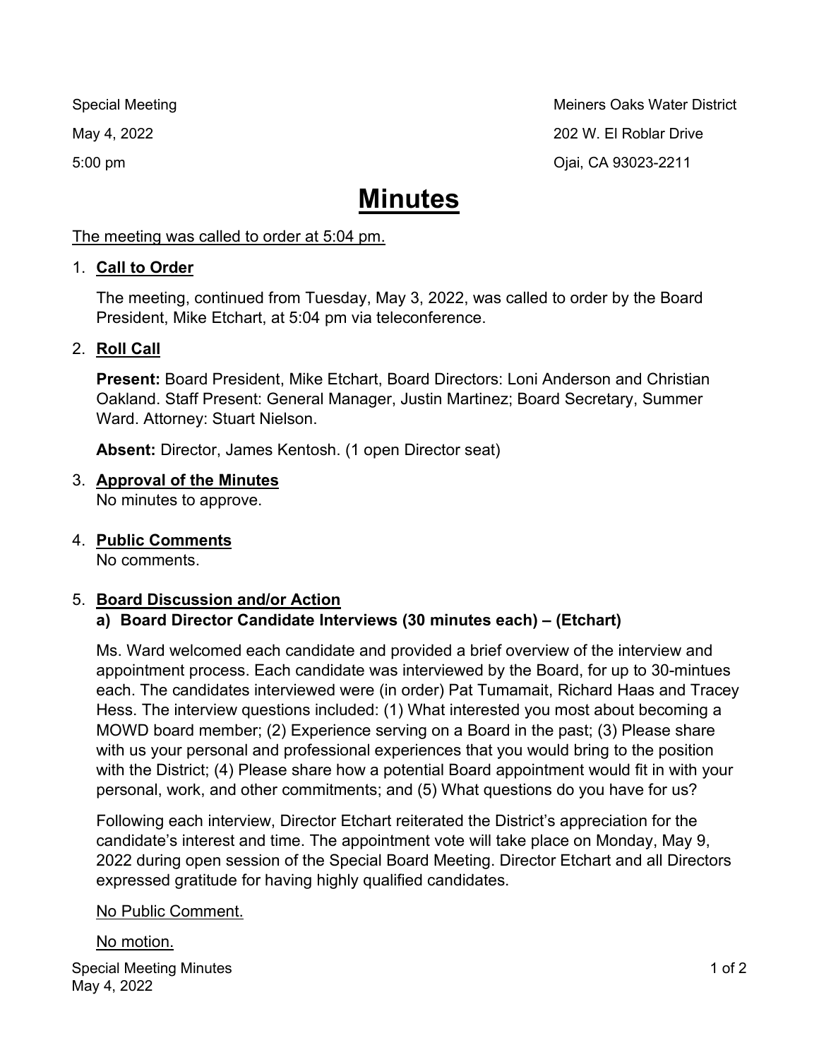Special Meeting
May 4, 2022
5:00 pm

Meiners Oaks Water District
202 W. El Roblar Drive
Ojai, CA 93023-2211

# Minutes

The meeting was called to order at 5:04 pm.

1. **Call to Order**

   The meeting, continued from Tuesday, May 3, 2022, was called to order by the Board President, Mike Etchart, at 5:04 pm via teleconference.

2. **Roll Call**

   **Present:** Board President, Mike Etchart, Board Directors: Loni Anderson and Christian Oakland. Staff Present: General Manager, Justin Martinez; Board Secretary, Summer Ward. Attorney: Stuart Nielson.

   **Absent:** Director, James Kentosh. (1 open Director seat)

3. **Approval of the Minutes**
   No minutes to approve.

4. **Public Comments**
   No comments.

5. **Board Discussion and/or Action**

   **a) Board Director Candidate Interviews (30 minutes each) – (Etchart)**

   Ms. Ward welcomed each candidate and provided a brief overview of the interview and appointment process. Each candidate was interviewed by the Board, for up to 30-mintues each. The candidates interviewed were (in order) Pat Tumamait, Richard Haas and Tracey Hess. The interview questions included: (1) What interested you most about becoming a MOWD board member; (2) Experience serving on a Board in the past; (3) Please share with us your personal and professional experiences that you would bring to the position with the District; (4) Please share how a potential Board appointment would fit in with your personal, work, and other commitments; and (5) What questions do you have for us?

   Following each interview, Director Etchart reiterated the District's appreciation for the candidate's interest and time. The appointment vote will take place on Monday, May 9, 2022 during open session of the Special Board Meeting. Director Etchart and all Directors expressed gratitude for having highly qualified candidates.

   No Public Comment.

   No motion.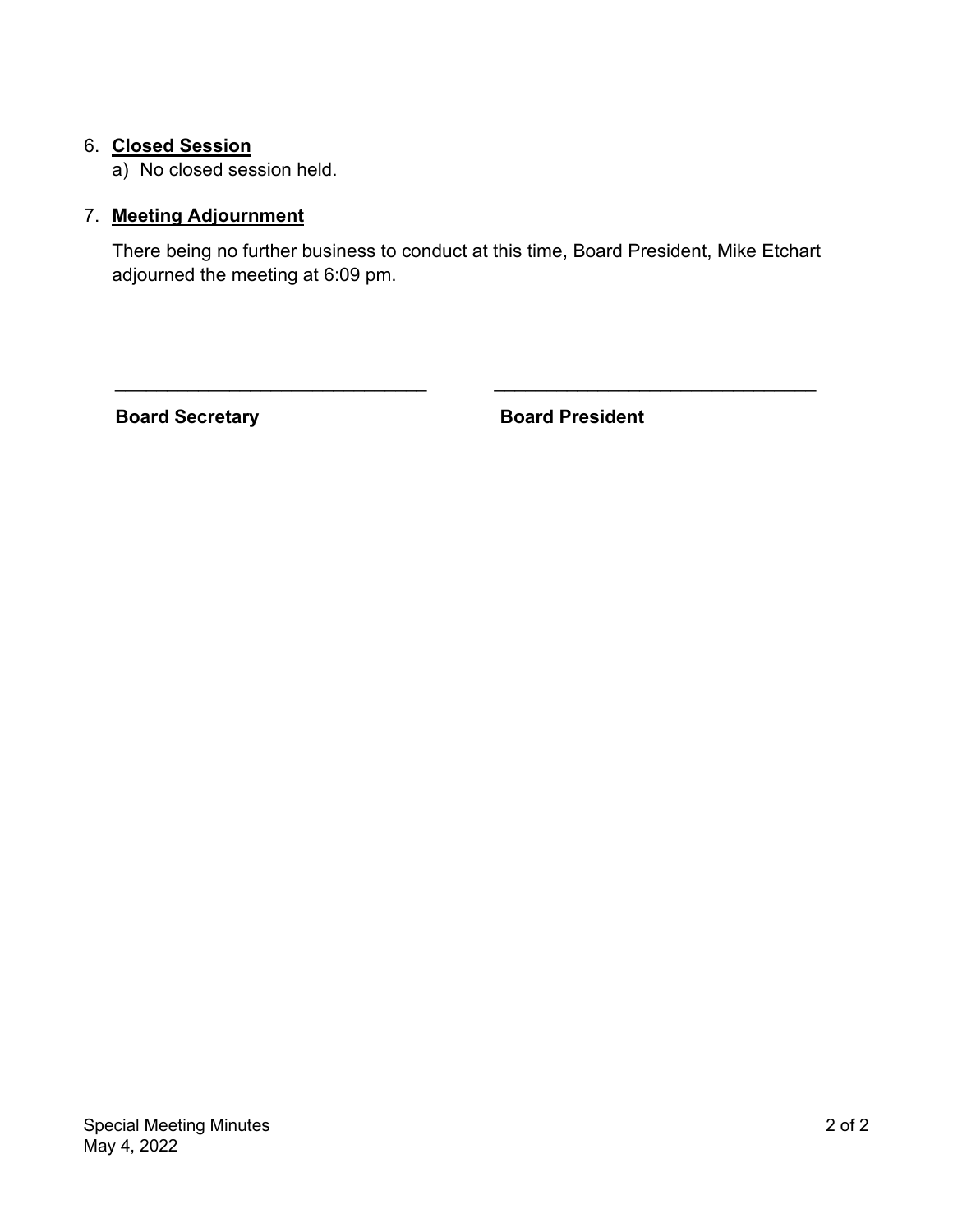6. **Closed Session**
   a) No closed session held.

7. **Meeting Adjournment**

   There being no further business to conduct at this time, Board President, Mike Etchart adjourned the meeting at 6:09 pm.

| | |
|---|---|
| ______________________________ | ______________________________ |
| **Board Secretary** | **Board President** |